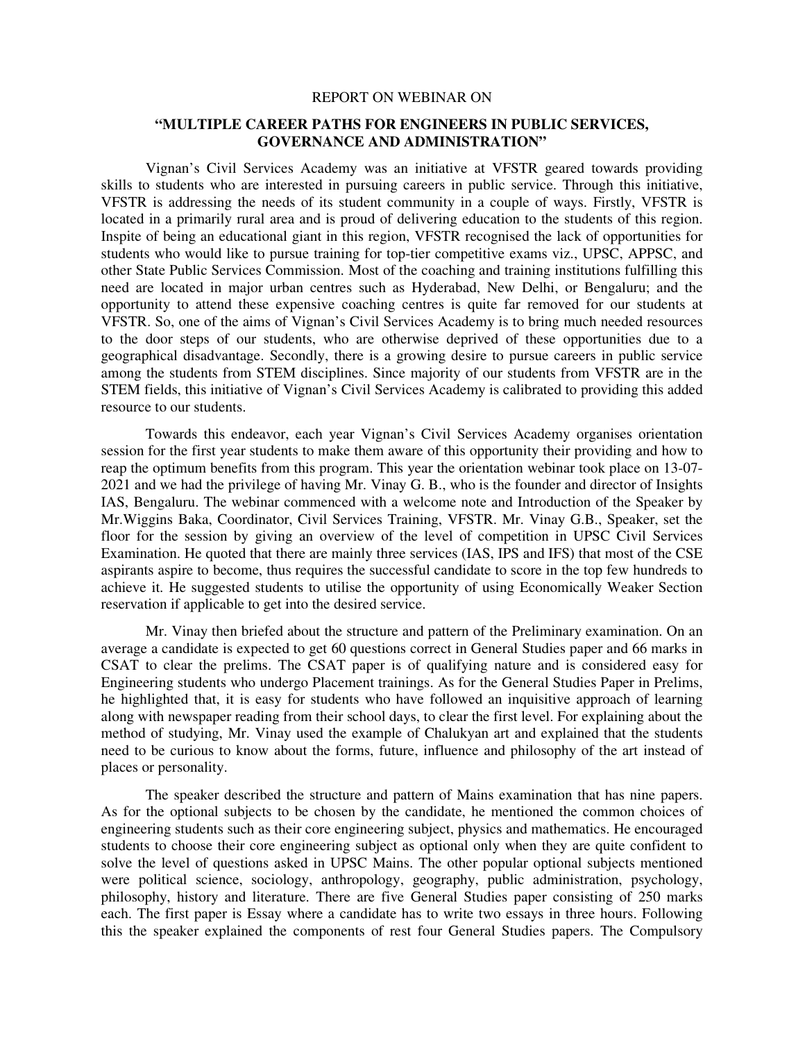# REPORT ON WEBINAR ON

## "MULTIPLE CAREER PATHS FOR ENGINEERS IN PUBLIC SERVICES, GOVERNANCE AND ADMINISTRATION"

Vignan's Civil Services Academy was an initiative at VFSTR geared towards providing skills to students who are interested in pursuing careers in public service. Through this initiative, VFSTR is addressing the needs of its student community in a couple of ways. Firstly, VFSTR is located in a primarily rural area and is proud of delivering education to the students of this region. Inspite of being an educational giant in this region, VFSTR recognised the lack of opportunities for students who would like to pursue training for top-tier competitive exams viz., UPSC, APPSC, and other State Public Services Commission. Most of the coaching and training institutions fulfilling this need are located in major urban centres such as Hyderabad, New Delhi, or Bengaluru; and the opportunity to attend these expensive coaching centres is quite far removed for our students at VFSTR. So, one of the aims of Vignan's Civil Services Academy is to bring much needed resources to the door steps of our students, who are otherwise deprived of these opportunities due to a geographical disadvantage. Secondly, there is a growing desire to pursue careers in public service among the students from STEM disciplines. Since majority of our students from VFSTR are in the STEM fields, this initiative of Vignan's Civil Services Academy is calibrated to providing this added resource to our students.

Towards this endeavor, each year Vignan's Civil Services Academy organises orientation session for the first year students to make them aware of this opportunity their providing and how to reap the optimum benefits from this program. This year the orientation webinar took place on 13-07-2021 and we had the privilege of having Mr. Vinay G. B., who is the founder and director of Insights IAS, Bengaluru. The webinar commenced with a welcome note and Introduction of the Speaker by Mr.Wiggins Baka, Coordinator, Civil Services Training, VFSTR. Mr. Vinay G.B., Speaker, set the floor for the session by giving an overview of the level of competition in UPSC Civil Services Examination. He quoted that there are mainly three services (IAS, IPS and IFS) that most of the CSE aspirants aspire to become, thus requires the successful candidate to score in the top few hundreds to achieve it. He suggested students to utilise the opportunity of using Economically Weaker Section reservation if applicable to get into the desired service.

Mr. Vinay then briefed about the structure and pattern of the Preliminary examination. On an average a candidate is expected to get 60 questions correct in General Studies paper and 66 marks in CSAT to clear the prelims. The CSAT paper is of qualifying nature and is considered easy for Engineering students who undergo Placement trainings. As for the General Studies Paper in Prelims, he highlighted that, it is easy for students who have followed an inquisitive approach of learning along with newspaper reading from their school days, to clear the first level. For explaining about the method of studying, Mr. Vinay used the example of Chalukyan art and explained that the students need to be curious to know about the forms, future, influence and philosophy of the art instead of places or personality.

The speaker described the structure and pattern of Mains examination that has nine papers. As for the optional subjects to be chosen by the candidate, he mentioned the common choices of engineering students such as their core engineering subject, physics and mathematics. He encouraged students to choose their core engineering subject as optional only when they are quite confident to solve the level of questions asked in UPSC Mains. The other popular optional subjects mentioned were political science, sociology, anthropology, geography, public administration, psychology, philosophy, history and literature. There are five General Studies paper consisting of 250 marks each. The first paper is Essay where a candidate has to write two essays in three hours. Following this the speaker explained the components of rest four General Studies papers. The Compulsory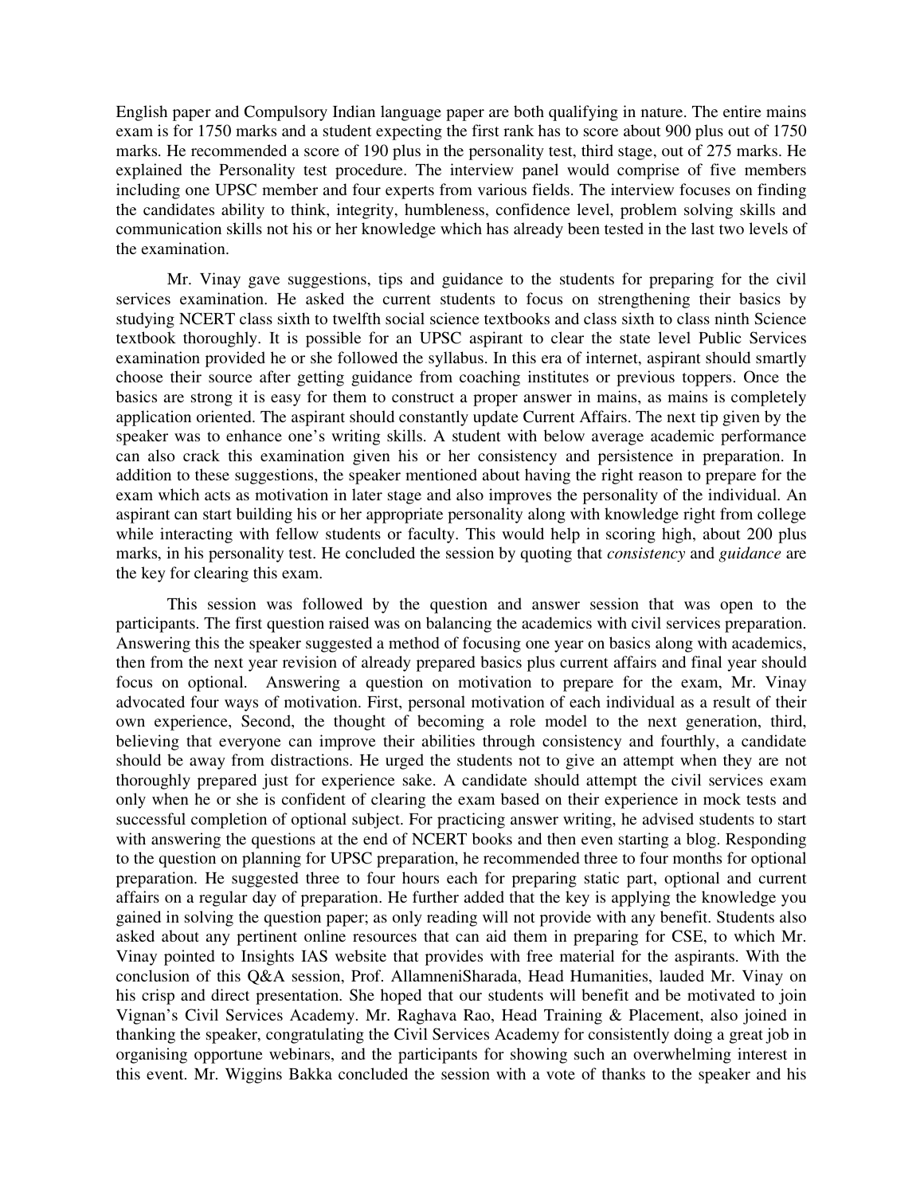English paper and Compulsory Indian language paper are both qualifying in nature. The entire mains exam is for 1750 marks and a student expecting the first rank has to score about 900 plus out of 1750 marks. He recommended a score of 190 plus in the personality test, third stage, out of 275 marks. He explained the Personality test procedure. The interview panel would comprise of five members including one UPSC member and four experts from various fields. The interview focuses on finding the candidates ability to think, integrity, humbleness, confidence level, problem solving skills and communication skills not his or her knowledge which has already been tested in the last two levels of the examination.

Mr. Vinay gave suggestions, tips and guidance to the students for preparing for the civil services examination. He asked the current students to focus on strengthening their basics by studying NCERT class sixth to twelfth social science textbooks and class sixth to class ninth Science textbook thoroughly. It is possible for an UPSC aspirant to clear the state level Public Services examination provided he or she followed the syllabus. In this era of internet, aspirant should smartly choose their source after getting guidance from coaching institutes or previous toppers. Once the basics are strong it is easy for them to construct a proper answer in mains, as mains is completely application oriented. The aspirant should constantly update Current Affairs. The next tip given by the speaker was to enhance one's writing skills. A student with below average academic performance can also crack this examination given his or her consistency and persistence in preparation. In addition to these suggestions, the speaker mentioned about having the right reason to prepare for the exam which acts as motivation in later stage and also improves the personality of the individual. An aspirant can start building his or her appropriate personality along with knowledge right from college while interacting with fellow students or faculty. This would help in scoring high, about 200 plus marks, in his personality test. He concluded the session by quoting that *consistency* and *guidance* are the key for clearing this exam.

This session was followed by the question and answer session that was open to the participants. The first question raised was on balancing the academics with civil services preparation. Answering this the speaker suggested a method of focusing one year on basics along with academics, then from the next year revision of already prepared basics plus current affairs and final year should focus on optional. Answering a question on motivation to prepare for the exam, Mr. Vinay advocated four ways of motivation. First, personal motivation of each individual as a result of their own experience, Second, the thought of becoming a role model to the next generation, third, believing that everyone can improve their abilities through consistency and fourthly, a candidate should be away from distractions. He urged the students not to give an attempt when they are not thoroughly prepared just for experience sake. A candidate should attempt the civil services exam only when he or she is confident of clearing the exam based on their experience in mock tests and successful completion of optional subject. For practicing answer writing, he advised students to start with answering the questions at the end of NCERT books and then even starting a blog. Responding to the question on planning for UPSC preparation, he recommended three to four months for optional preparation. He suggested three to four hours each for preparing static part, optional and current affairs on a regular day of preparation. He further added that the key is applying the knowledge you gained in solving the question paper; as only reading will not provide with any benefit. Students also asked about any pertinent online resources that can aid them in preparing for CSE, to which Mr. Vinay pointed to Insights IAS website that provides with free material for the aspirants. With the conclusion of this Q&A session, Prof. AllamneniSharada, Head Humanities, lauded Mr. Vinay on his crisp and direct presentation. She hoped that our students will benefit and be motivated to join Vignan's Civil Services Academy. Mr. Raghava Rao, Head Training & Placement, also joined in thanking the speaker, congratulating the Civil Services Academy for consistently doing a great job in organising opportune webinars, and the participants for showing such an overwhelming interest in this event. Mr. Wiggins Bakka concluded the session with a vote of thanks to the speaker and his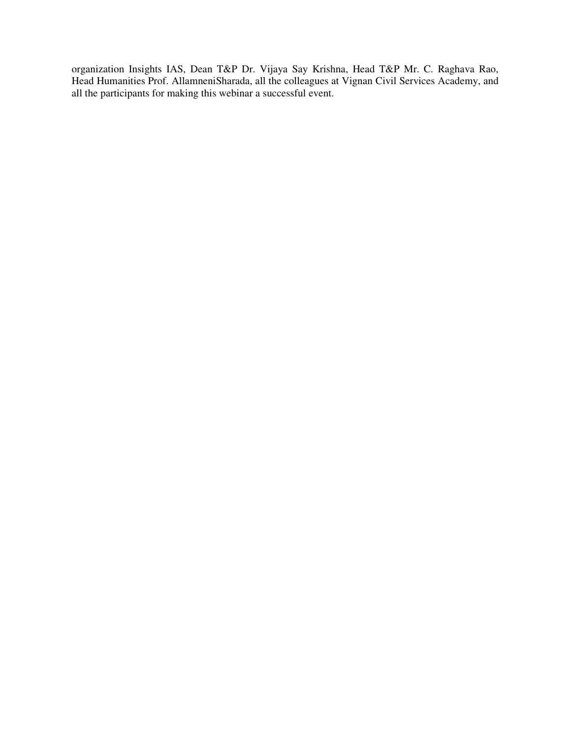organization Insights IAS, Dean T&P Dr. Vijaya Say Krishna, Head T&P Mr. C. Raghava Rao, Head Humanities Prof. AllamneniSharada, all the colleagues at Vignan Civil Services Academy, and all the participants for making this webinar a successful event.